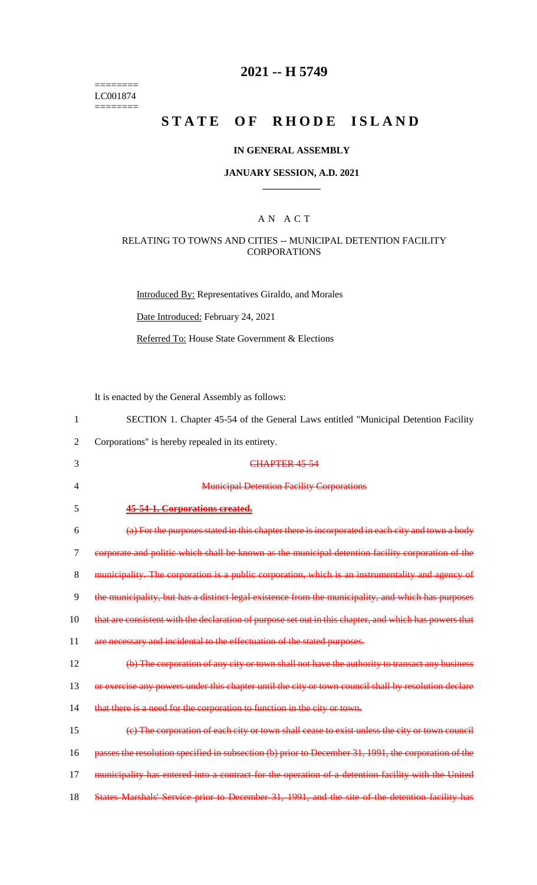========
LC001874
========

# 2021 -- H 5749

# STATE OF RHODE ISLAND

## IN GENERAL ASSEMBLY

### JANUARY SESSION, A.D. 2021

____________

A N A C T

RELATING TO TOWNS AND CITIES -- MUNICIPAL DETENTION FACILITY CORPORATIONS

Introduced By: Representatives Giraldo, and Morales

Date Introduced: February 24, 2021

Referred To: House State Government & Elections

It is enacted by the General Assembly as follows:

1 SECTION 1. Chapter 45-54 of the General Laws entitled "Municipal Detention Facility
2 Corporations" is hereby repealed in its entirety.

3 ~~CHAPTER 45-54~~

4 ~~Municipal Detention Facility Corporations~~

5 **~~45-54-1. Corporations created.~~**

6 ~~(a) For the purposes stated in this chapter there is incorporated in each city and town a body~~
7 ~~corporate and politic which shall be known as the municipal detention facility corporation of the~~
8 ~~municipality. The corporation is a public corporation, which is an instrumentality and agency of~~
9 ~~the municipality, but has a distinct legal existence from the municipality, and which has purposes~~
10 ~~that are consistent with the declaration of purpose set out in this chapter, and which has powers that~~
11 ~~are necessary and incidental to the effectuation of the stated purposes.~~

12 ~~(b) The corporation of any city or town shall not have the authority to transact any business~~
13 ~~or exercise any powers under this chapter until the city or town council shall by resolution declare~~
14 ~~that there is a need for the corporation to function in the city or town.~~

15 ~~(c) The corporation of each city or town shall cease to exist unless the city or town council~~
16 ~~passes the resolution specified in subsection (b) prior to December 31, 1991, the corporation of the~~
17 ~~municipality has entered into a contract for the operation of a detention facility with the United~~
18 ~~States Marshals' Service prior to December 31, 1991, and the site of the detention facility has~~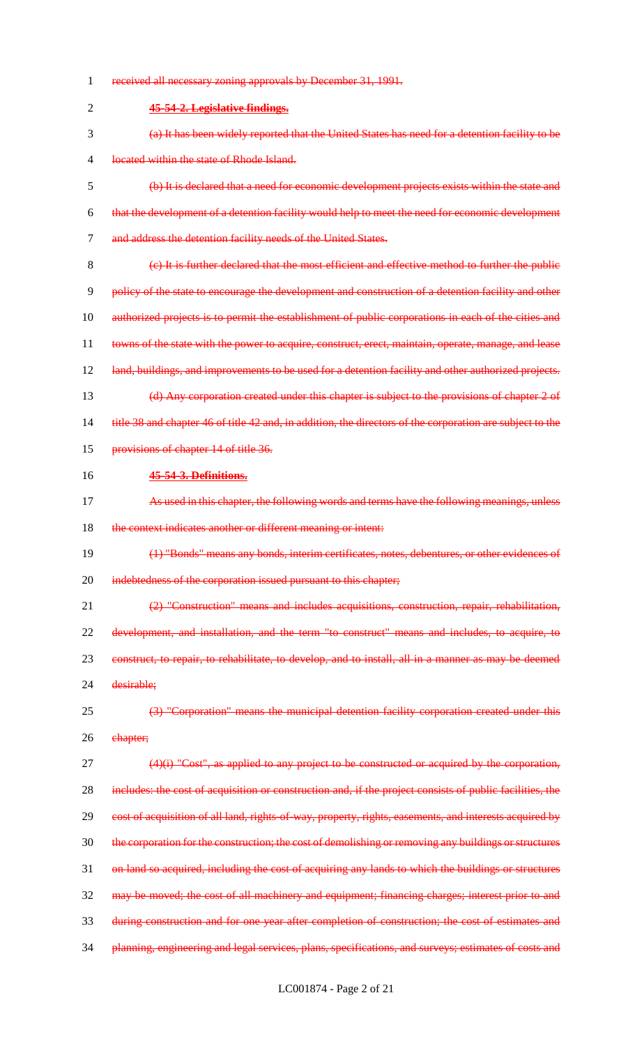received all necessary zoning approvals by December 31, 1991.

**45-54-2. Legislative findings.**

(a) It has been widely reported that the United States has need for a detention facility to be located within the state of Rhode Island.

(b) It is declared that a need for economic development projects exists within the state and that the development of a detention facility would help to meet the need for economic development and address the detention facility needs of the United States.

(c) It is further declared that the most efficient and effective method to further the public policy of the state to encourage the development and construction of a detention facility and other authorized projects is to permit the establishment of public corporations in each of the cities and towns of the state with the power to acquire, construct, erect, maintain, operate, manage, and lease land, buildings, and improvements to be used for a detention facility and other authorized projects.

(d) Any corporation created under this chapter is subject to the provisions of chapter 2 of title 38 and chapter 46 of title 42 and, in addition, the directors of the corporation are subject to the provisions of chapter 14 of title 36.

**45-54-3. Definitions.**

As used in this chapter, the following words and terms have the following meanings, unless the context indicates another or different meaning or intent:

(1) "Bonds" means any bonds, interim certificates, notes, debentures, or other evidences of indebtedness of the corporation issued pursuant to this chapter;

(2) "Construction" means and includes acquisitions, construction, repair, rehabilitation, development, and installation, and the term "to construct" means and includes, to acquire, to construct, to repair, to rehabilitate, to develop, and to install, all in a manner as may be deemed desirable;

(3) "Corporation" means the municipal detention facility corporation created under this chapter;

(4)(i) "Cost", as applied to any project to be constructed or acquired by the corporation, includes: the cost of acquisition or construction and, if the project consists of public facilities, the cost of acquisition of all land, rights-of-way, property, rights, easements, and interests acquired by the corporation for the construction; the cost of demolishing or removing any buildings or structures on land so acquired, including the cost of acquiring any lands to which the buildings or structures may be moved; the cost of all machinery and equipment; financing charges; interest prior to and during construction and for one year after completion of construction; the cost of estimates and planning, engineering and legal services, plans, specifications, and surveys; estimates of costs and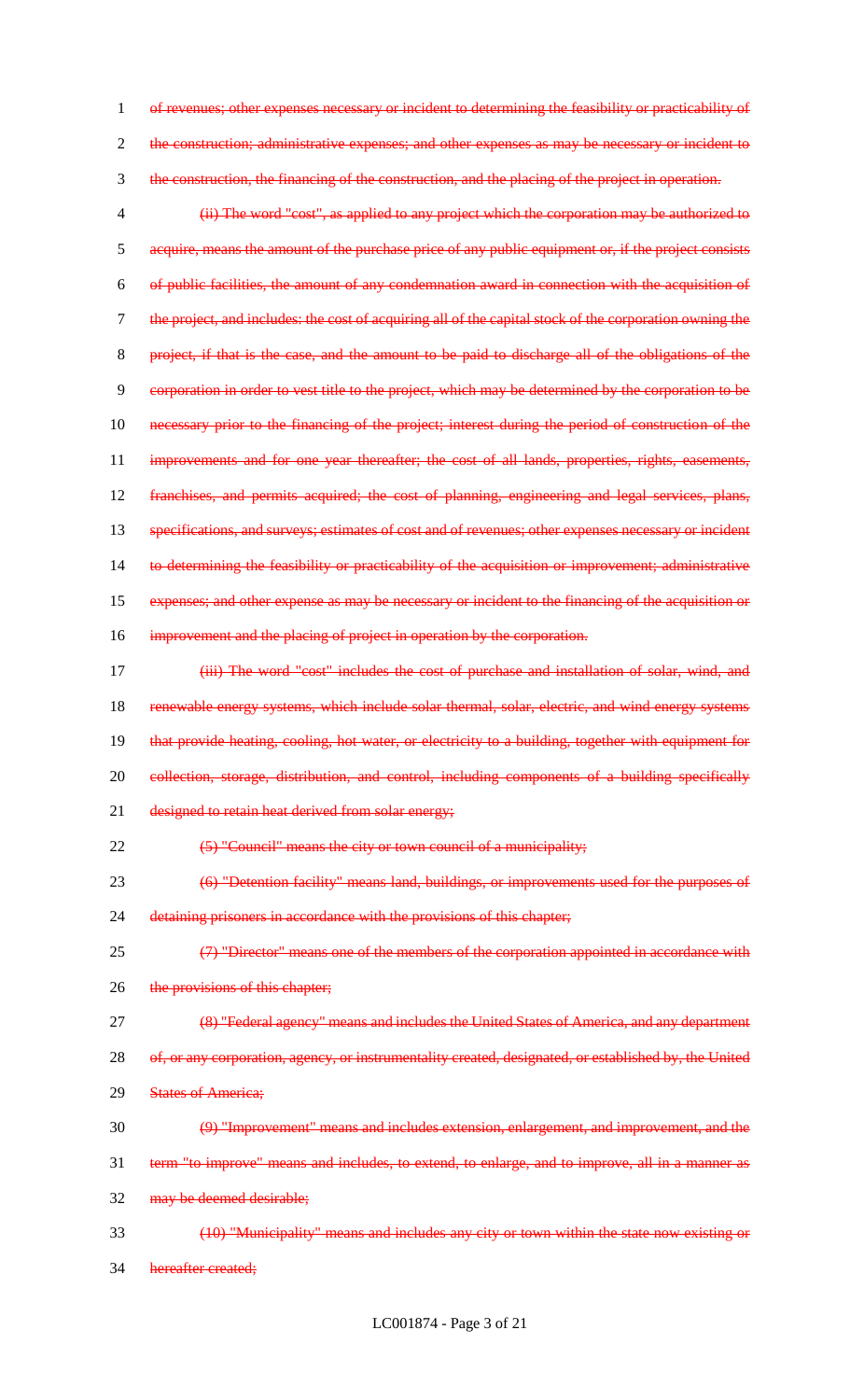of revenues; other expenses necessary or incident to determining the feasibility or practicability of the construction; administrative expenses; and other expenses as may be necessary or incident to the construction, the financing of the construction, and the placing of the project in operation.

(ii) The word "cost", as applied to any project which the corporation may be authorized to acquire, means the amount of the purchase price of any public equipment or, if the project consists of public facilities, the amount of any condemnation award in connection with the acquisition of the project, and includes: the cost of acquiring all of the capital stock of the corporation owning the project, if that is the case, and the amount to be paid to discharge all of the obligations of the corporation in order to vest title to the project, which may be determined by the corporation to be necessary prior to the financing of the project; interest during the period of construction of the improvements and for one year thereafter; the cost of all lands, properties, rights, easements, franchises, and permits acquired; the cost of planning, engineering and legal services, plans, specifications, and surveys; estimates of cost and of revenues; other expenses necessary or incident to determining the feasibility or practicability of the acquisition or improvement; administrative expenses; and other expense as may be necessary or incident to the financing of the acquisition or improvement and the placing of project in operation by the corporation.

(iii) The word "cost" includes the cost of purchase and installation of solar, wind, and renewable energy systems, which include solar thermal, solar, electric, and wind energy systems that provide heating, cooling, hot water, or electricity to a building, together with equipment for collection, storage, distribution, and control, including components of a building specifically designed to retain heat derived from solar energy;

(5) "Council" means the city or town council of a municipality;

(6) "Detention facility" means land, buildings, or improvements used for the purposes of detaining prisoners in accordance with the provisions of this chapter;

(7) "Director" means one of the members of the corporation appointed in accordance with the provisions of this chapter;

(8) "Federal agency" means and includes the United States of America, and any department of, or any corporation, agency, or instrumentality created, designated, or established by, the United States of America;

(9) "Improvement" means and includes extension, enlargement, and improvement, and the term "to improve" means and includes, to extend, to enlarge, and to improve, all in a manner as may be deemed desirable;

(10) "Municipality" means and includes any city or town within the state now existing or hereafter created;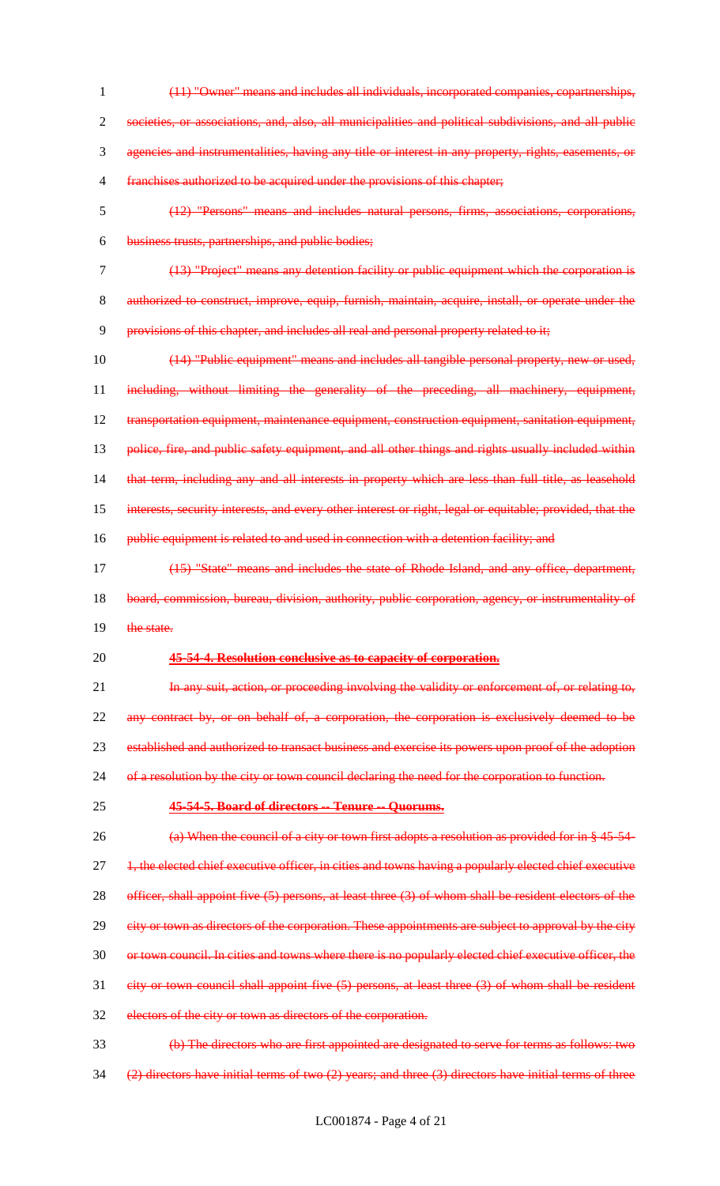~~(11) "Owner" means and includes all individuals, incorporated companies, copartnerships, societies, or associations, and, also, all municipalities and political subdivisions, and all public agencies and instrumentalities, having any title or interest in any property, rights, easements, or franchises authorized to be acquired under the provisions of this chapter;~~

~~(12) "Persons" means and includes natural persons, firms, associations, corporations, business trusts, partnerships, and public bodies;~~

~~(13) "Project" means any detention facility or public equipment which the corporation is authorized to construct, improve, equip, furnish, maintain, acquire, install, or operate under the provisions of this chapter, and includes all real and personal property related to it;~~

~~(14) "Public equipment" means and includes all tangible personal property, new or used, including, without limiting the generality of the preceding, all machinery, equipment, transportation equipment, maintenance equipment, construction equipment, sanitation equipment, police, fire, and public safety equipment, and all other things and rights usually included within that term, including any and all interests in property which are less than full title, as leasehold interests, security interests, and every other interest or right, legal or equitable; provided, that the public equipment is related to and used in connection with a detention facility; and~~

~~(15) "State" means and includes the state of Rhode Island, and any office, department, board, commission, bureau, division, authority, public corporation, agency, or instrumentality of the state.~~

~~**45-54-4. Resolution conclusive as to capacity of corporation.**~~

~~In any suit, action, or proceeding involving the validity or enforcement of, or relating to, any contract by, or on behalf of, a corporation, the corporation is exclusively deemed to be established and authorized to transact business and exercise its powers upon proof of the adoption of a resolution by the city or town council declaring the need for the corporation to function.~~

~~**45-54-5. Board of directors -- Tenure -- Quorums.**~~

~~(a) When the council of a city or town first adopts a resolution as provided for in § 45-54-1, the elected chief executive officer, in cities and towns having a popularly elected chief executive officer, shall appoint five (5) persons, at least three (3) of whom shall be resident electors of the city or town as directors of the corporation. These appointments are subject to approval by the city or town council. In cities and towns where there is no popularly elected chief executive officer, the city or town council shall appoint five (5) persons, at least three (3) of whom shall be resident electors of the city or town as directors of the corporation.~~

~~(b) The directors who are first appointed are designated to serve for terms as follows: two (2) directors have initial terms of two (2) years; and three (3) directors have initial terms of three~~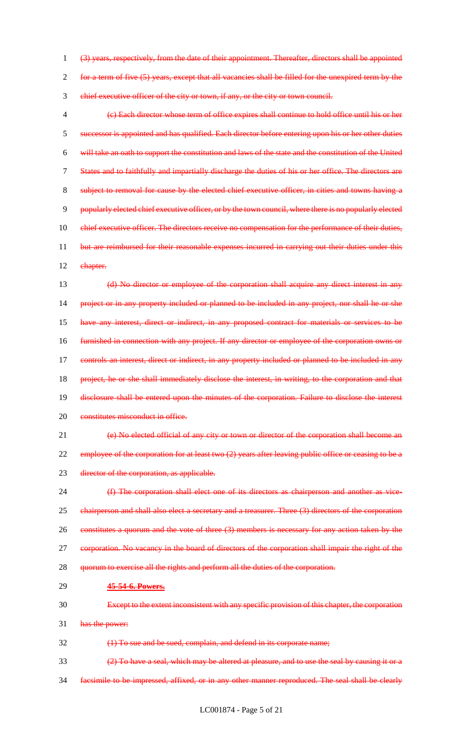~~(3) years, respectively, from the date of their appointment. Thereafter, directors shall be appointed for a term of five (5) years, except that all vacancies shall be filled for the unexpired term by the chief executive officer of the city or town, if any, or the city or town council.~~

~~(c) Each director whose term of office expires shall continue to hold office until his or her successor is appointed and has qualified. Each director before entering upon his or her other duties will take an oath to support the constitution and laws of the state and the constitution of the United States and to faithfully and impartially discharge the duties of his or her office. The directors are subject to removal for cause by the elected chief executive officer, in cities and towns having a popularly elected chief executive officer, or by the town council, where there is no popularly elected chief executive officer. The directors receive no compensation for the performance of their duties, but are reimbursed for their reasonable expenses incurred in carrying out their duties under this chapter.~~

~~(d) No director or employee of the corporation shall acquire any direct interest in any project or in any property included or planned to be included in any project, nor shall he or she have any interest, direct or indirect, in any proposed contract for materials or services to be furnished in connection with any project. If any director or employee of the corporation owns or controls an interest, direct or indirect, in any property included or planned to be included in any project, he or she shall immediately disclose the interest, in writing, to the corporation and that disclosure shall be entered upon the minutes of the corporation. Failure to disclose the interest constitutes misconduct in office.~~

~~(e) No elected official of any city or town or director of the corporation shall become an employee of the corporation for at least two (2) years after leaving public office or ceasing to be a director of the corporation, as applicable.~~

~~(f) The corporation shall elect one of its directors as chairperson and another as vice-chairperson and shall also elect a secretary and a treasurer. Three (3) directors of the corporation constitutes a quorum and the vote of three (3) members is necessary for any action taken by the corporation. No vacancy in the board of directors of the corporation shall impair the right of the quorum to exercise all the rights and perform all the duties of the corporation.~~

~~**45-54-6. Powers.**~~

~~Except to the extent inconsistent with any specific provision of this chapter, the corporation has the power:~~

~~(1) To sue and be sued, complain, and defend in its corporate name;~~

~~(2) To have a seal, which may be altered at pleasure, and to use the seal by causing it or a facsimile to be impressed, affixed, or in any other manner reproduced. The seal shall be clearly~~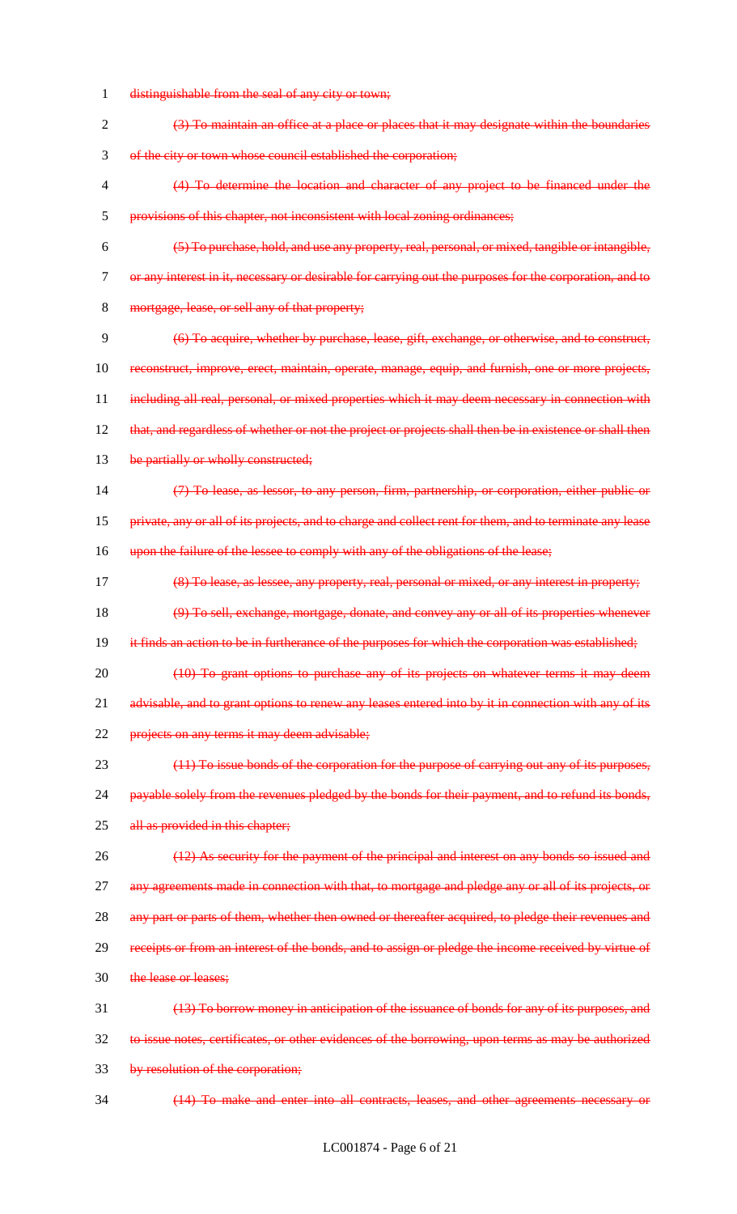distinguishable from the seal of any city or town;

(3) To maintain an office at a place or places that it may designate within the boundaries of the city or town whose council established the corporation;

(4) To determine the location and character of any project to be financed under the provisions of this chapter, not inconsistent with local zoning ordinances;

(5) To purchase, hold, and use any property, real, personal, or mixed, tangible or intangible, or any interest in it, necessary or desirable for carrying out the purposes for the corporation, and to mortgage, lease, or sell any of that property;

(6) To acquire, whether by purchase, lease, gift, exchange, or otherwise, and to construct, reconstruct, improve, erect, maintain, operate, manage, equip, and furnish, one or more projects, including all real, personal, or mixed properties which it may deem necessary in connection with that, and regardless of whether or not the project or projects shall then be in existence or shall then be partially or wholly constructed;

(7) To lease, as lessor, to any person, firm, partnership, or corporation, either public or private, any or all of its projects, and to charge and collect rent for them, and to terminate any lease upon the failure of the lessee to comply with any of the obligations of the lease;

(8) To lease, as lessee, any property, real, personal or mixed, or any interest in property;

(9) To sell, exchange, mortgage, donate, and convey any or all of its properties whenever it finds an action to be in furtherance of the purposes for which the corporation was established;

(10) To grant options to purchase any of its projects on whatever terms it may deem advisable, and to grant options to renew any leases entered into by it in connection with any of its projects on any terms it may deem advisable;

(11) To issue bonds of the corporation for the purpose of carrying out any of its purposes, payable solely from the revenues pledged by the bonds for their payment, and to refund its bonds, all as provided in this chapter;

(12) As security for the payment of the principal and interest on any bonds so issued and any agreements made in connection with that, to mortgage and pledge any or all of its projects, or any part or parts of them, whether then owned or thereafter acquired, to pledge their revenues and receipts or from an interest of the bonds, and to assign or pledge the income received by virtue of the lease or leases;

(13) To borrow money in anticipation of the issuance of bonds for any of its purposes, and to issue notes, certificates, or other evidences of the borrowing, upon terms as may be authorized by resolution of the corporation;

(14) To make and enter into all contracts, leases, and other agreements necessary or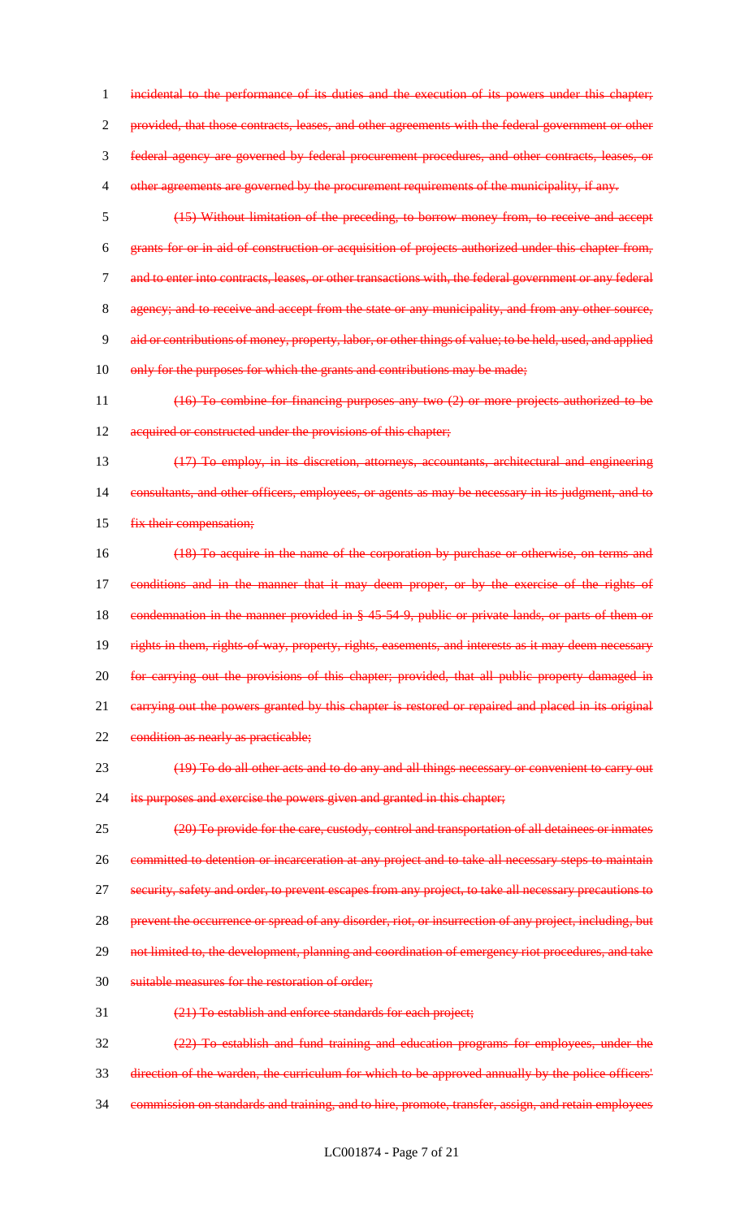incidental to the performance of its duties and the execution of its powers under this chapter; provided, that those contracts, leases, and other agreements with the federal government or other federal agency are governed by federal procurement procedures, and other contracts, leases, or other agreements are governed by the procurement requirements of the municipality, if any.

(15) Without limitation of the preceding, to borrow money from, to receive and accept grants for or in aid of construction or acquisition of projects authorized under this chapter from, and to enter into contracts, leases, or other transactions with, the federal government or any federal agency; and to receive and accept from the state or any municipality, and from any other source, aid or contributions of money, property, labor, or other things of value; to be held, used, and applied only for the purposes for which the grants and contributions may be made;

(16) To combine for financing purposes any two (2) or more projects authorized to be acquired or constructed under the provisions of this chapter;

(17) To employ, in its discretion, attorneys, accountants, architectural and engineering consultants, and other officers, employees, or agents as may be necessary in its judgment, and to fix their compensation;

(18) To acquire in the name of the corporation by purchase or otherwise, on terms and conditions and in the manner that it may deem proper, or by the exercise of the rights of condemnation in the manner provided in § 45-54-9, public or private lands, or parts of them or rights in them, rights-of-way, property, rights, easements, and interests as it may deem necessary for carrying out the provisions of this chapter; provided, that all public property damaged in carrying out the powers granted by this chapter is restored or repaired and placed in its original condition as nearly as practicable;

(19) To do all other acts and to do any and all things necessary or convenient to carry out its purposes and exercise the powers given and granted in this chapter;

(20) To provide for the care, custody, control and transportation of all detainees or inmates committed to detention or incarceration at any project and to take all necessary steps to maintain security, safety and order, to prevent escapes from any project, to take all necessary precautions to prevent the occurrence or spread of any disorder, riot, or insurrection of any project, including, but not limited to, the development, planning and coordination of emergency riot procedures, and take suitable measures for the restoration of order;

(21) To establish and enforce standards for each project;

(22) To establish and fund training and education programs for employees, under the direction of the warden, the curriculum for which to be approved annually by the police officers' commission on standards and training, and to hire, promote, transfer, assign, and retain employees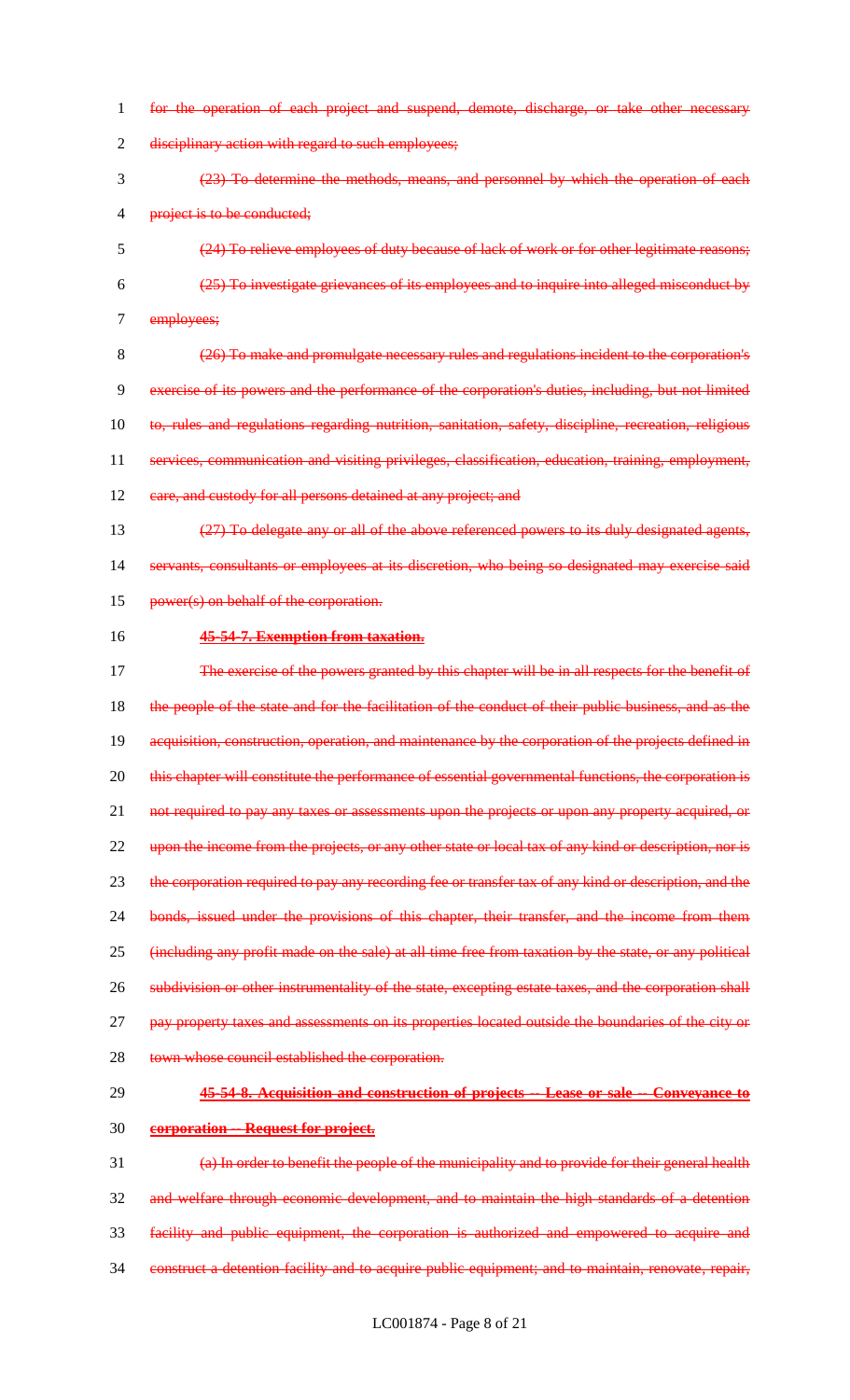for the operation of each project and suspend, demote, discharge, or take other necessary disciplinary action with regard to such employees;

(23) To determine the methods, means, and personnel by which the operation of each project is to be conducted;

(24) To relieve employees of duty because of lack of work or for other legitimate reasons;

(25) To investigate grievances of its employees and to inquire into alleged misconduct by employees;

(26) To make and promulgate necessary rules and regulations incident to the corporation's exercise of its powers and the performance of the corporation's duties, including, but not limited to, rules and regulations regarding nutrition, sanitation, safety, discipline, recreation, religious services, communication and visiting privileges, classification, education, training, employment, care, and custody for all persons detained at any project; and

(27) To delegate any or all of the above referenced powers to its duly designated agents, servants, consultants or employees at its discretion, who being so designated may exercise said power(s) on behalf of the corporation.

**45-54-7. Exemption from taxation.**

The exercise of the powers granted by this chapter will be in all respects for the benefit of the people of the state and for the facilitation of the conduct of their public business, and as the acquisition, construction, operation, and maintenance by the corporation of the projects defined in this chapter will constitute the performance of essential governmental functions, the corporation is not required to pay any taxes or assessments upon the projects or upon any property acquired, or upon the income from the projects, or any other state or local tax of any kind or description, nor is the corporation required to pay any recording fee or transfer tax of any kind or description, and the bonds, issued under the provisions of this chapter, their transfer, and the income from them (including any profit made on the sale) at all time free from taxation by the state, or any political subdivision or other instrumentality of the state, excepting estate taxes, and the corporation shall pay property taxes and assessments on its properties located outside the boundaries of the city or town whose council established the corporation.

**45-54-8. Acquisition and construction of projects -- Lease or sale -- Conveyance to corporation -- Request for project.**

(a) In order to benefit the people of the municipality and to provide for their general health and welfare through economic development, and to maintain the high standards of a detention facility and public equipment, the corporation is authorized and empowered to acquire and construct a detention facility and to acquire public equipment; and to maintain, renovate, repair,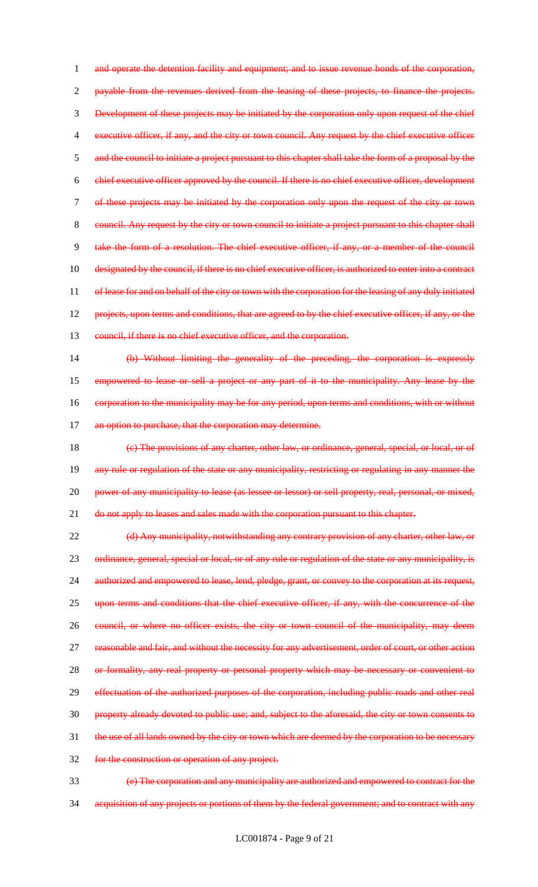and operate the detention facility and equipment; and to issue revenue bonds of the corporation, payable from the revenues derived from the leasing of these projects, to finance the projects. Development of these projects may be initiated by the corporation only upon request of the chief executive officer, if any, and the city or town council. Any request by the chief executive officer and the council to initiate a project pursuant to this chapter shall take the form of a proposal by the chief executive officer approved by the council. If there is no chief executive officer, development of these projects may be initiated by the corporation only upon the request of the city or town council. Any request by the city or town council to initiate a project pursuant to this chapter shall take the form of a resolution. The chief executive officer, if any, or a member of the council designated by the council, if there is no chief executive officer, is authorized to enter into a contract of lease for and on behalf of the city or town with the corporation for the leasing of any duly initiated projects, upon terms and conditions, that are agreed to by the chief executive officer, if any, or the council, if there is no chief executive officer, and the corporation.

(b) Without limiting the generality of the preceding, the corporation is expressly empowered to lease or sell a project or any part of it to the municipality. Any lease by the corporation to the municipality may be for any period, upon terms and conditions, with or without an option to purchase, that the corporation may determine.

(c) The provisions of any charter, other law, or ordinance, general, special, or local, or of any rule or regulation of the state or any municipality, restricting or regulating in any manner the power of any municipality to lease (as lessee or lessor) or sell property, real, personal, or mixed, do not apply to leases and sales made with the corporation pursuant to this chapter.

(d) Any municipality, notwithstanding any contrary provision of any charter, other law, or ordinance, general, special or local, or of any rule or regulation of the state or any municipality, is authorized and empowered to lease, lend, pledge, grant, or convey to the corporation at its request, upon terms and conditions that the chief executive officer, if any, with the concurrence of the council, or where no officer exists, the city or town council of the municipality, may deem reasonable and fair, and without the necessity for any advertisement, order of court, or other action or formality, any real property or personal property which may be necessary or convenient to effectuation of the authorized purposes of the corporation, including public roads and other real property already devoted to public use; and, subject to the aforesaid, the city or town consents to the use of all lands owned by the city or town which are deemed by the corporation to be necessary for the construction or operation of any project.

(e) The corporation and any municipality are authorized and empowered to contract for the acquisition of any projects or portions of them by the federal government; and to contract with any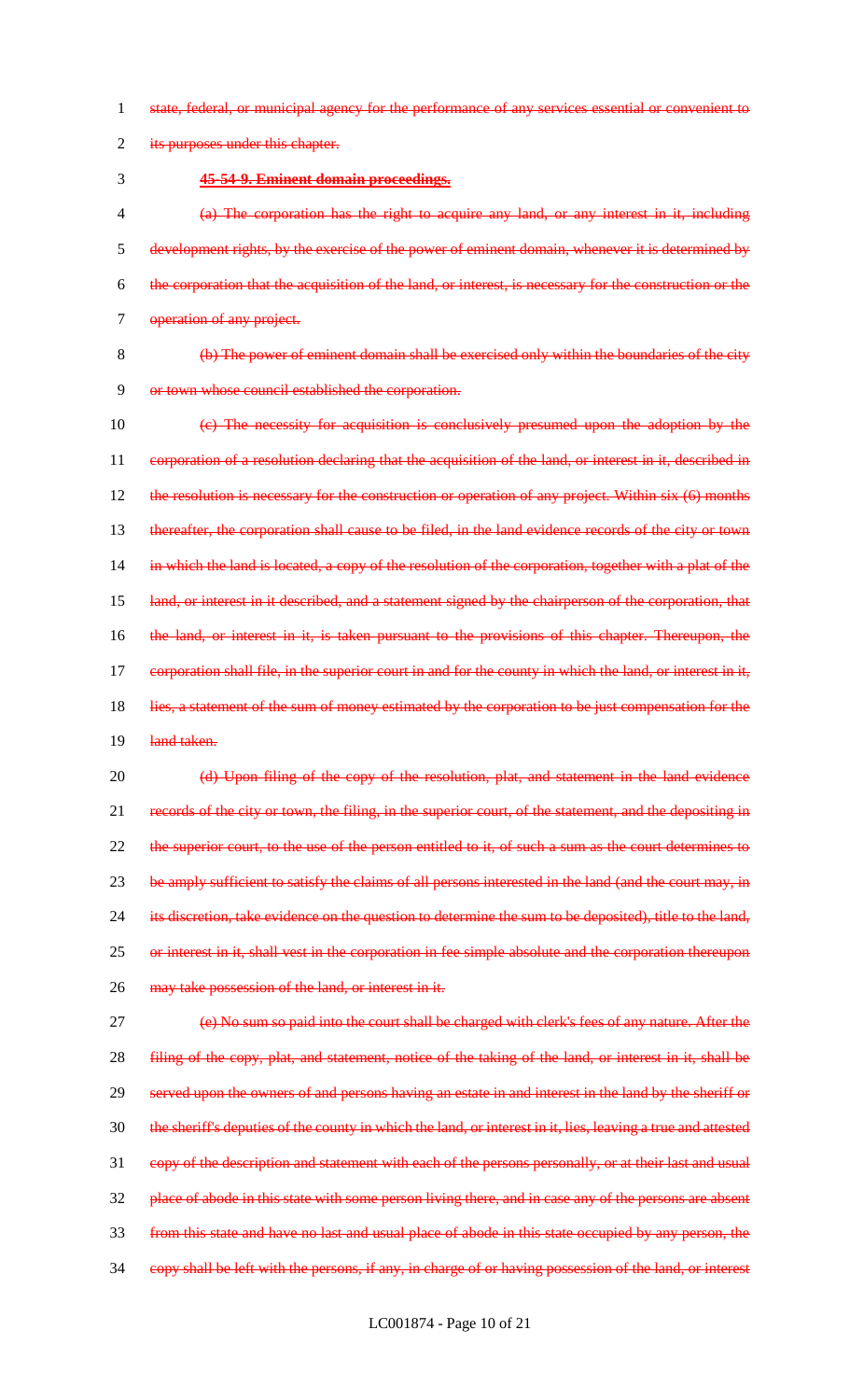~~state, federal, or municipal agency for the performance of any services essential or convenient to its purposes under this chapter.~~

~~**45-54-9. Eminent domain proceedings.**~~

~~(a) The corporation has the right to acquire any land, or any interest in it, including development rights, by the exercise of the power of eminent domain, whenever it is determined by the corporation that the acquisition of the land, or interest, is necessary for the construction or the operation of any project.~~

~~(b) The power of eminent domain shall be exercised only within the boundaries of the city or town whose council established the corporation.~~

~~(c) The necessity for acquisition is conclusively presumed upon the adoption by the corporation of a resolution declaring that the acquisition of the land, or interest in it, described in the resolution is necessary for the construction or operation of any project. Within six (6) months thereafter, the corporation shall cause to be filed, in the land evidence records of the city or town in which the land is located, a copy of the resolution of the corporation, together with a plat of the land, or interest in it described, and a statement signed by the chairperson of the corporation, that the land, or interest in it, is taken pursuant to the provisions of this chapter. Thereupon, the corporation shall file, in the superior court in and for the county in which the land, or interest in it, lies, a statement of the sum of money estimated by the corporation to be just compensation for the land taken.~~

~~(d) Upon filing of the copy of the resolution, plat, and statement in the land evidence records of the city or town, the filing, in the superior court, of the statement, and the depositing in the superior court, to the use of the person entitled to it, of such a sum as the court determines to be amply sufficient to satisfy the claims of all persons interested in the land (and the court may, in its discretion, take evidence on the question to determine the sum to be deposited), title to the land, or interest in it, shall vest in the corporation in fee simple absolute and the corporation thereupon may take possession of the land, or interest in it.~~

~~(e) No sum so paid into the court shall be charged with clerk's fees of any nature. After the filing of the copy, plat, and statement, notice of the taking of the land, or interest in it, shall be served upon the owners of and persons having an estate in and interest in the land by the sheriff or the sheriff's deputies of the county in which the land, or interest in it, lies, leaving a true and attested copy of the description and statement with each of the persons personally, or at their last and usual place of abode in this state with some person living there, and in case any of the persons are absent from this state and have no last and usual place of abode in this state occupied by any person, the copy shall be left with the persons, if any, in charge of or having possession of the land, or interest~~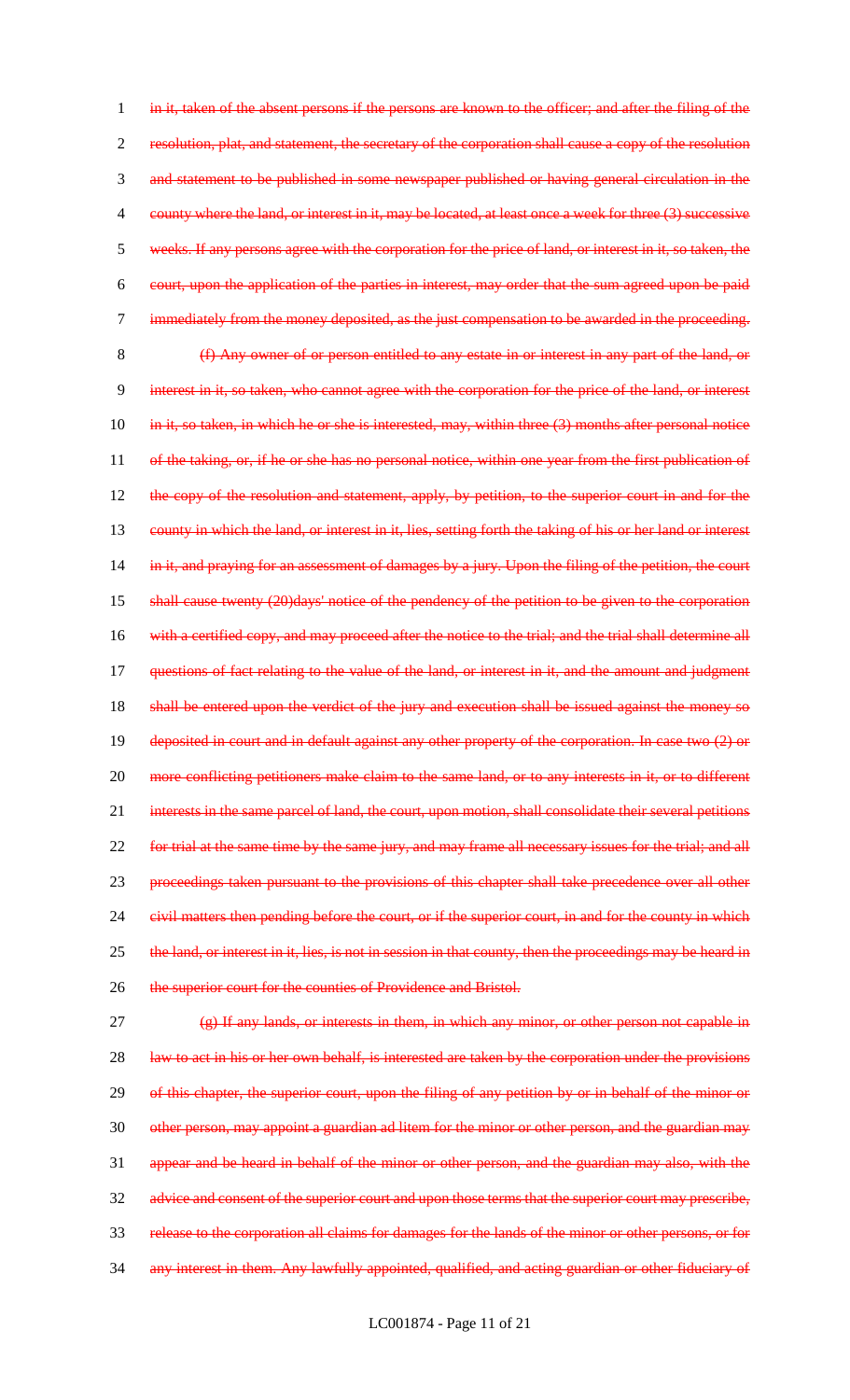in it, taken of the absent persons if the persons are known to the officer; and after the filing of the resolution, plat, and statement, the secretary of the corporation shall cause a copy of the resolution and statement to be published in some newspaper published or having general circulation in the county where the land, or interest in it, may be located, at least once a week for three (3) successive weeks. If any persons agree with the corporation for the price of land, or interest in it, so taken, the court, upon the application of the parties in interest, may order that the sum agreed upon be paid immediately from the money deposited, as the just compensation to be awarded in the proceeding.

(f) Any owner of or person entitled to any estate in or interest in any part of the land, or interest in it, so taken, who cannot agree with the corporation for the price of the land, or interest in it, so taken, in which he or she is interested, may, within three (3) months after personal notice of the taking, or, if he or she has no personal notice, within one year from the first publication of the copy of the resolution and statement, apply, by petition, to the superior court in and for the county in which the land, or interest in it, lies, setting forth the taking of his or her land or interest in it, and praying for an assessment of damages by a jury. Upon the filing of the petition, the court shall cause twenty (20)days' notice of the pendency of the petition to be given to the corporation with a certified copy, and may proceed after the notice to the trial; and the trial shall determine all questions of fact relating to the value of the land, or interest in it, and the amount and judgment shall be entered upon the verdict of the jury and execution shall be issued against the money so deposited in court and in default against any other property of the corporation. In case two (2) or more conflicting petitioners make claim to the same land, or to any interests in it, or to different interests in the same parcel of land, the court, upon motion, shall consolidate their several petitions for trial at the same time by the same jury, and may frame all necessary issues for the trial; and all proceedings taken pursuant to the provisions of this chapter shall take precedence over all other civil matters then pending before the court, or if the superior court, in and for the county in which the land, or interest in it, lies, is not in session in that county, then the proceedings may be heard in the superior court for the counties of Providence and Bristol.

(g) If any lands, or interests in them, in which any minor, or other person not capable in law to act in his or her own behalf, is interested are taken by the corporation under the provisions of this chapter, the superior court, upon the filing of any petition by or in behalf of the minor or other person, may appoint a guardian ad litem for the minor or other person, and the guardian may appear and be heard in behalf of the minor or other person, and the guardian may also, with the advice and consent of the superior court and upon those terms that the superior court may prescribe, release to the corporation all claims for damages for the lands of the minor or other persons, or for any interest in them. Any lawfully appointed, qualified, and acting guardian or other fiduciary of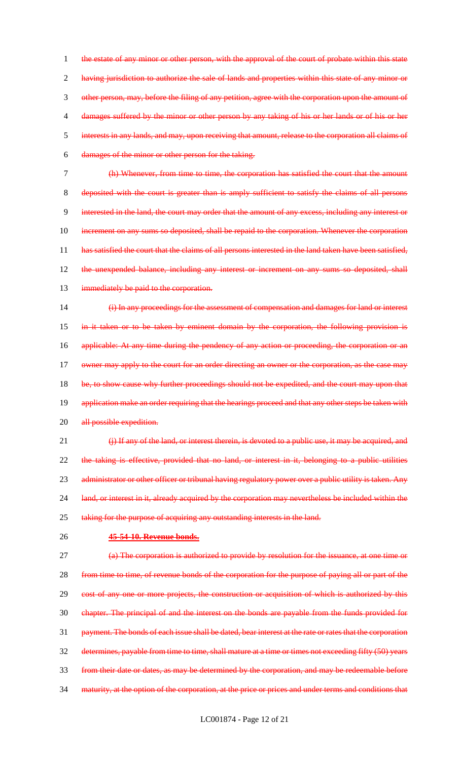the estate of any minor or other person, with the approval of the court of probate within this state having jurisdiction to authorize the sale of lands and properties within this state of any minor or other person, may, before the filing of any petition, agree with the corporation upon the amount of damages suffered by the minor or other person by any taking of his or her lands or of his or her interests in any lands, and may, upon receiving that amount, release to the corporation all claims of damages of the minor or other person for the taking.

(h) Whenever, from time to time, the corporation has satisfied the court that the amount deposited with the court is greater than is amply sufficient to satisfy the claims of all persons interested in the land, the court may order that the amount of any excess, including any interest or increment on any sums so deposited, shall be repaid to the corporation. Whenever the corporation has satisfied the court that the claims of all persons interested in the land taken have been satisfied, the unexpended balance, including any interest or increment on any sums so deposited, shall immediately be paid to the corporation.

(i) In any proceedings for the assessment of compensation and damages for land or interest in it taken or to be taken by eminent domain by the corporation, the following provision is applicable: At any time during the pendency of any action or proceeding, the corporation or an owner may apply to the court for an order directing an owner or the corporation, as the case may be, to show cause why further proceedings should not be expedited, and the court may upon that application make an order requiring that the hearings proceed and that any other steps be taken with all possible expedition.

(j) If any of the land, or interest therein, is devoted to a public use, it may be acquired, and the taking is effective, provided that no land, or interest in it, belonging to a public utilities administrator or other officer or tribunal having regulatory power over a public utility is taken. Any land, or interest in it, already acquired by the corporation may nevertheless be included within the taking for the purpose of acquiring any outstanding interests in the land.

**45-54-10. Revenue bonds.**

(a) The corporation is authorized to provide by resolution for the issuance, at one time or from time to time, of revenue bonds of the corporation for the purpose of paying all or part of the cost of any one or more projects, the construction or acquisition of which is authorized by this chapter. The principal of and the interest on the bonds are payable from the funds provided for payment. The bonds of each issue shall be dated, bear interest at the rate or rates that the corporation determines, payable from time to time, shall mature at a time or times not exceeding fifty (50) years from their date or dates, as may be determined by the corporation, and may be redeemable before maturity, at the option of the corporation, at the price or prices and under terms and conditions that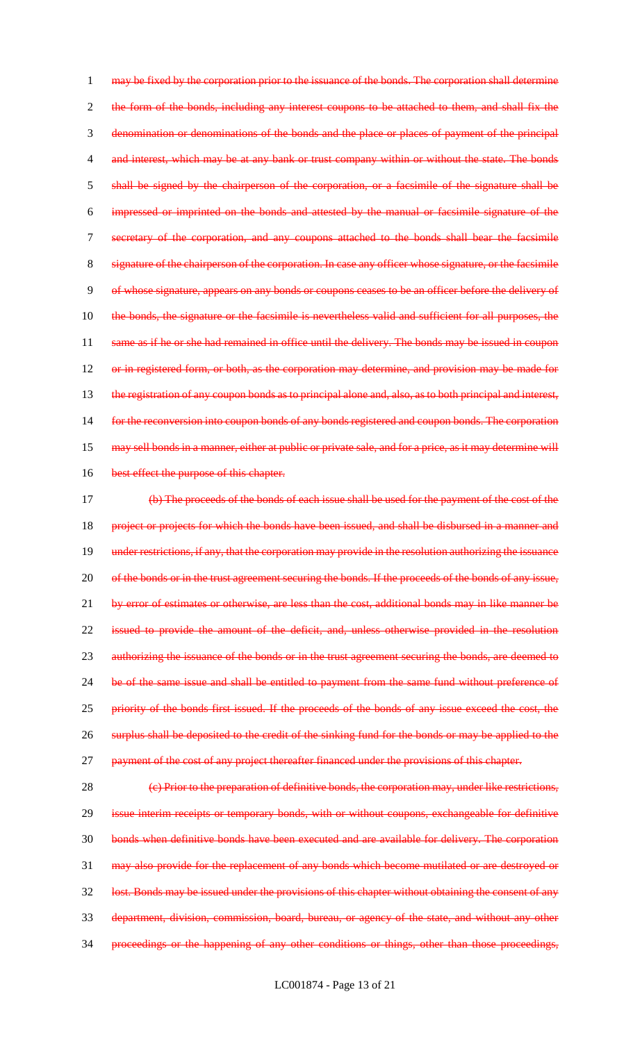may be fixed by the corporation prior to the issuance of the bonds. The corporation shall determine the form of the bonds, including any interest coupons to be attached to them, and shall fix the denomination or denominations of the bonds and the place or places of payment of the principal and interest, which may be at any bank or trust company within or without the state. The bonds shall be signed by the chairperson of the corporation, or a facsimile of the signature shall be impressed or imprinted on the bonds and attested by the manual or facsimile signature of the secretary of the corporation, and any coupons attached to the bonds shall bear the facsimile signature of the chairperson of the corporation. In case any officer whose signature, or the facsimile of whose signature, appears on any bonds or coupons ceases to be an officer before the delivery of the bonds, the signature or the facsimile is nevertheless valid and sufficient for all purposes, the same as if he or she had remained in office until the delivery. The bonds may be issued in coupon or in registered form, or both, as the corporation may determine, and provision may be made for the registration of any coupon bonds as to principal alone and, also, as to both principal and interest, for the reconversion into coupon bonds of any bonds registered and coupon bonds. The corporation may sell bonds in a manner, either at public or private sale, and for a price, as it may determine will best effect the purpose of this chapter.

(b) The proceeds of the bonds of each issue shall be used for the payment of the cost of the project or projects for which the bonds have been issued, and shall be disbursed in a manner and under restrictions, if any, that the corporation may provide in the resolution authorizing the issuance of the bonds or in the trust agreement securing the bonds. If the proceeds of the bonds of any issue, by error of estimates or otherwise, are less than the cost, additional bonds may in like manner be issued to provide the amount of the deficit, and, unless otherwise provided in the resolution authorizing the issuance of the bonds or in the trust agreement securing the bonds, are deemed to be of the same issue and shall be entitled to payment from the same fund without preference of priority of the bonds first issued. If the proceeds of the bonds of any issue exceed the cost, the surplus shall be deposited to the credit of the sinking fund for the bonds or may be applied to the payment of the cost of any project thereafter financed under the provisions of this chapter.

(c) Prior to the preparation of definitive bonds, the corporation may, under like restrictions, issue interim receipts or temporary bonds, with or without coupons, exchangeable for definitive bonds when definitive bonds have been executed and are available for delivery. The corporation may also provide for the replacement of any bonds which become mutilated or are destroyed or lost. Bonds may be issued under the provisions of this chapter without obtaining the consent of any department, division, commission, board, bureau, or agency of the state, and without any other proceedings or the happening of any other conditions or things, other than those proceedings,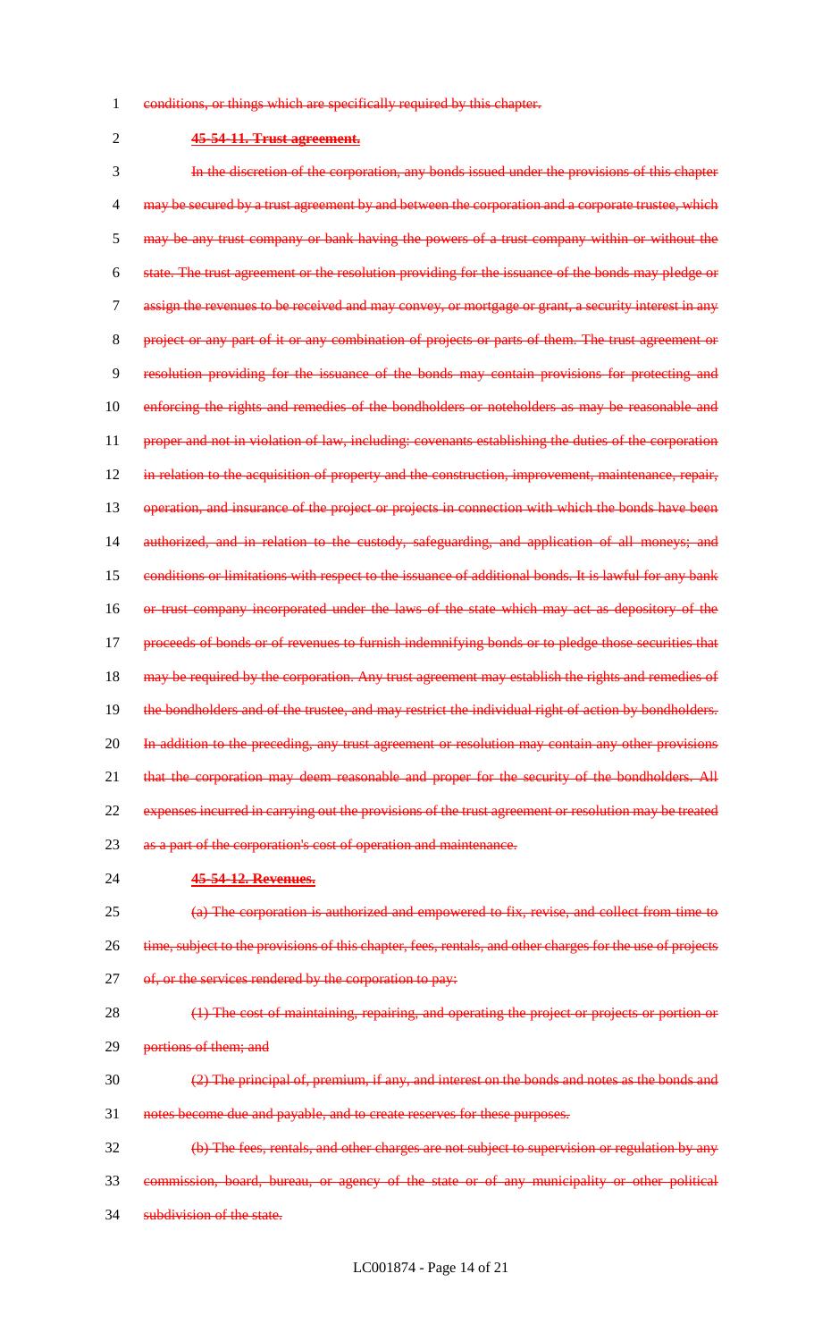conditions, or things which are specifically required by this chapter.

**45-54-11. Trust agreement.**

In the discretion of the corporation, any bonds issued under the provisions of this chapter may be secured by a trust agreement by and between the corporation and a corporate trustee, which may be any trust company or bank having the powers of a trust company within or without the state. The trust agreement or the resolution providing for the issuance of the bonds may pledge or assign the revenues to be received and may convey, or mortgage or grant, a security interest in any project or any part of it or any combination of projects or parts of them. The trust agreement or resolution providing for the issuance of the bonds may contain provisions for protecting and enforcing the rights and remedies of the bondholders or noteholders as may be reasonable and proper and not in violation of law, including: covenants establishing the duties of the corporation in relation to the acquisition of property and the construction, improvement, maintenance, repair, operation, and insurance of the project or projects in connection with which the bonds have been authorized, and in relation to the custody, safeguarding, and application of all moneys; and conditions or limitations with respect to the issuance of additional bonds. It is lawful for any bank or trust company incorporated under the laws of the state which may act as depository of the proceeds of bonds or of revenues to furnish indemnifying bonds or to pledge those securities that may be required by the corporation. Any trust agreement may establish the rights and remedies of the bondholders and of the trustee, and may restrict the individual right of action by bondholders. In addition to the preceding, any trust agreement or resolution may contain any other provisions that the corporation may deem reasonable and proper for the security of the bondholders. All expenses incurred in carrying out the provisions of the trust agreement or resolution may be treated as a part of the corporation's cost of operation and maintenance.

**45-54-12. Revenues.**

(a) The corporation is authorized and empowered to fix, revise, and collect from time to time, subject to the provisions of this chapter, fees, rentals, and other charges for the use of projects of, or the services rendered by the corporation to pay:

(1) The cost of maintaining, repairing, and operating the project or projects or portion or portions of them; and

(2) The principal of, premium, if any, and interest on the bonds and notes as the bonds and notes become due and payable, and to create reserves for these purposes.

(b) The fees, rentals, and other charges are not subject to supervision or regulation by any commission, board, bureau, or agency of the state or of any municipality or other political subdivision of the state.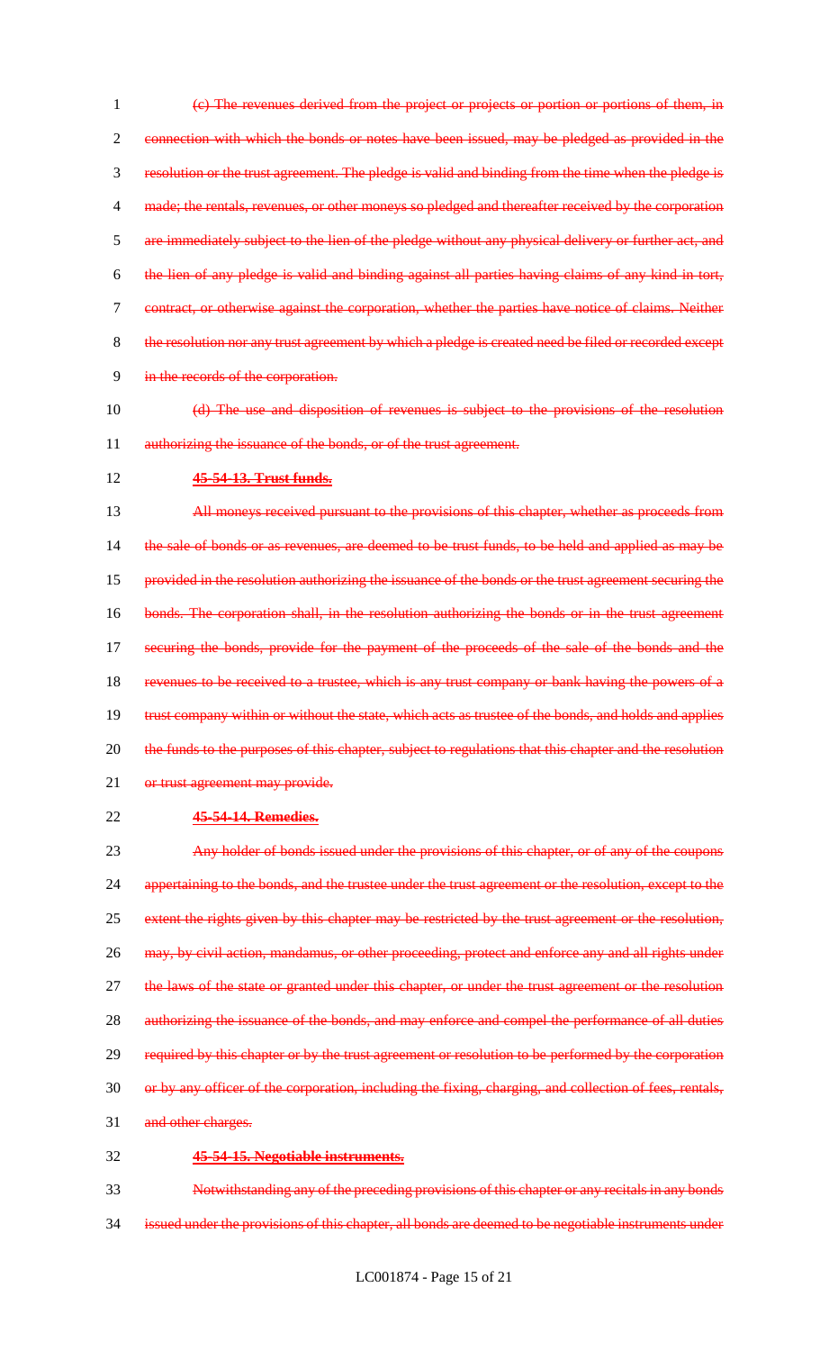(c) The revenues derived from the project or projects or portion or portions of them, in connection with which the bonds or notes have been issued, may be pledged as provided in the resolution or the trust agreement. The pledge is valid and binding from the time when the pledge is made; the rentals, revenues, or other moneys so pledged and thereafter received by the corporation are immediately subject to the lien of the pledge without any physical delivery or further act, and the lien of any pledge is valid and binding against all parties having claims of any kind in tort, contract, or otherwise against the corporation, whether the parties have notice of claims. Neither the resolution nor any trust agreement by which a pledge is created need be filed or recorded except in the records of the corporation.

(d) The use and disposition of revenues is subject to the provisions of the resolution authorizing the issuance of the bonds, or of the trust agreement.

**45-54-13. Trust funds.**

All moneys received pursuant to the provisions of this chapter, whether as proceeds from the sale of bonds or as revenues, are deemed to be trust funds, to be held and applied as may be provided in the resolution authorizing the issuance of the bonds or the trust agreement securing the bonds. The corporation shall, in the resolution authorizing the bonds or in the trust agreement securing the bonds, provide for the payment of the proceeds of the sale of the bonds and the revenues to be received to a trustee, which is any trust company or bank having the powers of a trust company within or without the state, which acts as trustee of the bonds, and holds and applies the funds to the purposes of this chapter, subject to regulations that this chapter and the resolution or trust agreement may provide.

**45-54-14. Remedies.**

Any holder of bonds issued under the provisions of this chapter, or of any of the coupons appertaining to the bonds, and the trustee under the trust agreement or the resolution, except to the extent the rights given by this chapter may be restricted by the trust agreement or the resolution, may, by civil action, mandamus, or other proceeding, protect and enforce any and all rights under the laws of the state or granted under this chapter, or under the trust agreement or the resolution authorizing the issuance of the bonds, and may enforce and compel the performance of all duties required by this chapter or by the trust agreement or resolution to be performed by the corporation or by any officer of the corporation, including the fixing, charging, and collection of fees, rentals, and other charges.

**45-54-15. Negotiable instruments.**

Notwithstanding any of the preceding provisions of this chapter or any recitals in any bonds issued under the provisions of this chapter, all bonds are deemed to be negotiable instruments under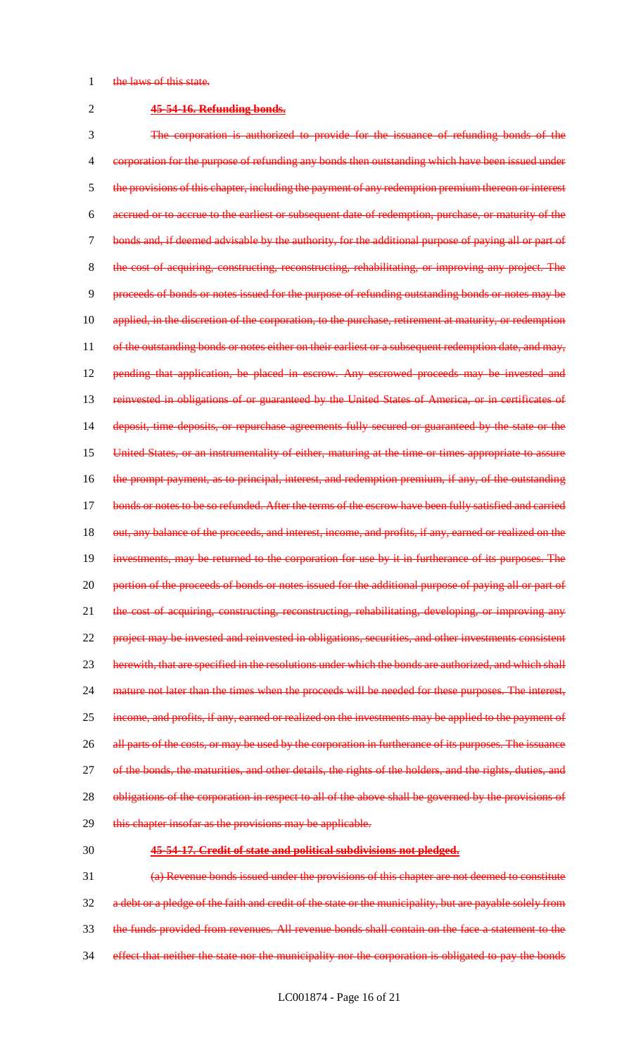the laws of this state.

**45-54-16. Refunding bonds.**

The corporation is authorized to provide for the issuance of refunding bonds of the corporation for the purpose of refunding any bonds then outstanding which have been issued under the provisions of this chapter, including the payment of any redemption premium thereon or interest accrued or to accrue to the earliest or subsequent date of redemption, purchase, or maturity of the bonds and, if deemed advisable by the authority, for the additional purpose of paying all or part of the cost of acquiring, constructing, reconstructing, rehabilitating, or improving any project. The proceeds of bonds or notes issued for the purpose of refunding outstanding bonds or notes may be applied, in the discretion of the corporation, to the purchase, retirement at maturity, or redemption of the outstanding bonds or notes either on their earliest or a subsequent redemption date, and may, pending that application, be placed in escrow. Any escrowed proceeds may be invested and reinvested in obligations of or guaranteed by the United States of America, or in certificates of deposit, time deposits, or repurchase agreements fully secured or guaranteed by the state or the United States, or an instrumentality of either, maturing at the time or times appropriate to assure the prompt payment, as to principal, interest, and redemption premium, if any, of the outstanding bonds or notes to be so refunded. After the terms of the escrow have been fully satisfied and carried out, any balance of the proceeds, and interest, income, and profits, if any, earned or realized on the investments, may be returned to the corporation for use by it in furtherance of its purposes. The portion of the proceeds of bonds or notes issued for the additional purpose of paying all or part of the cost of acquiring, constructing, reconstructing, rehabilitating, developing, or improving any project may be invested and reinvested in obligations, securities, and other investments consistent herewith, that are specified in the resolutions under which the bonds are authorized, and which shall mature not later than the times when the proceeds will be needed for these purposes. The interest, income, and profits, if any, earned or realized on the investments may be applied to the payment of all parts of the costs, or may be used by the corporation in furtherance of its purposes. The issuance of the bonds, the maturities, and other details, the rights of the holders, and the rights, duties, and obligations of the corporation in respect to all of the above shall be governed by the provisions of this chapter insofar as the provisions may be applicable.

**45-54-17. Credit of state and political subdivisions not pledged.**

(a) Revenue bonds issued under the provisions of this chapter are not deemed to constitute a debt or a pledge of the faith and credit of the state or the municipality, but are payable solely from the funds provided from revenues. All revenue bonds shall contain on the face a statement to the effect that neither the state nor the municipality nor the corporation is obligated to pay the bonds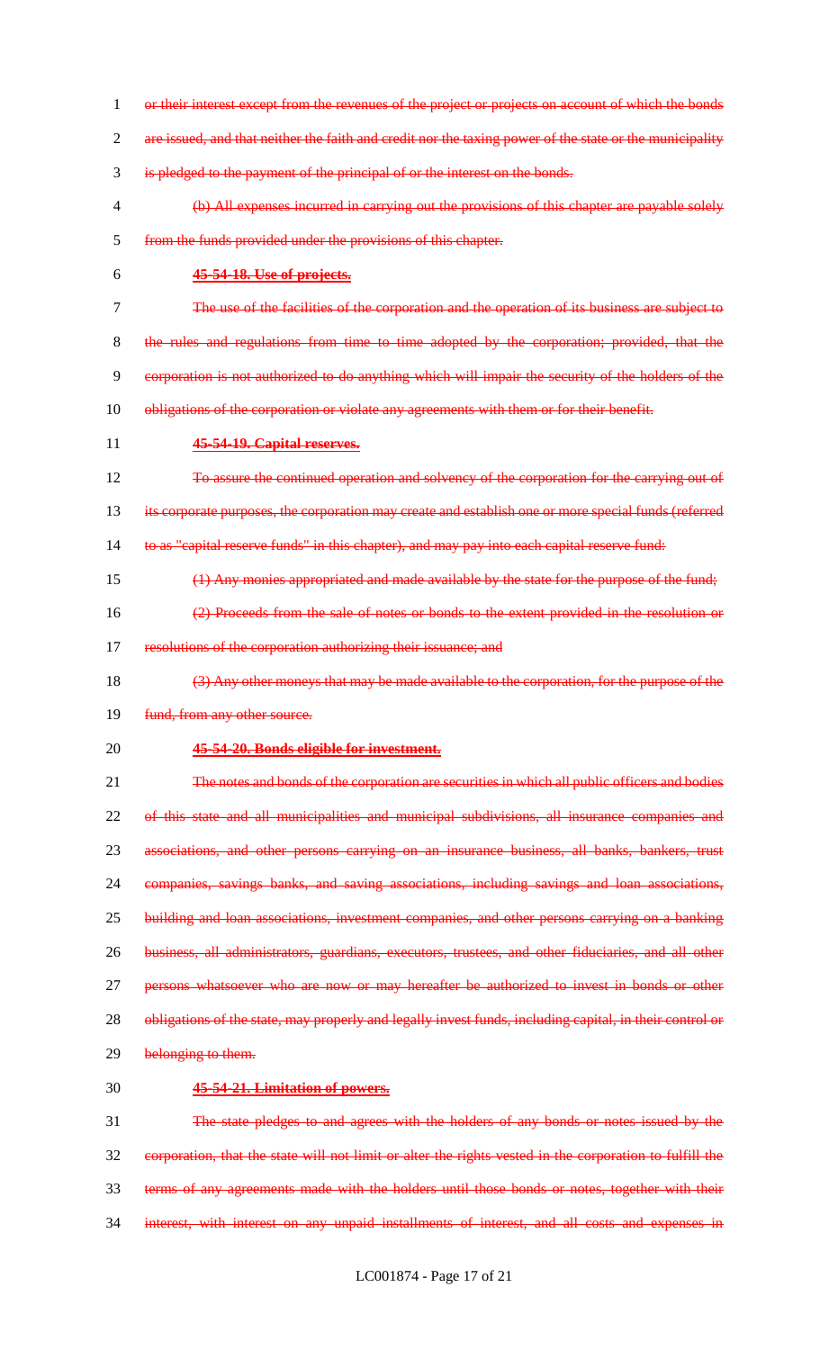or their interest except from the revenues of the project or projects on account of which the bonds are issued, and that neither the faith and credit nor the taxing power of the state or the municipality is pledged to the payment of the principal of or the interest on the bonds.

(b) All expenses incurred in carrying out the provisions of this chapter are payable solely from the funds provided under the provisions of this chapter.

**45-54-18. Use of projects.**

The use of the facilities of the corporation and the operation of its business are subject to the rules and regulations from time to time adopted by the corporation; provided, that the corporation is not authorized to do anything which will impair the security of the holders of the obligations of the corporation or violate any agreements with them or for their benefit.

**45-54-19. Capital reserves.**

To assure the continued operation and solvency of the corporation for the carrying out of its corporate purposes, the corporation may create and establish one or more special funds (referred to as "capital reserve funds" in this chapter), and may pay into each capital reserve fund:

(1) Any monies appropriated and made available by the state for the purpose of the fund;

(2) Proceeds from the sale of notes or bonds to the extent provided in the resolution or resolutions of the corporation authorizing their issuance; and

(3) Any other moneys that may be made available to the corporation, for the purpose of the fund, from any other source.

**45-54-20. Bonds eligible for investment.**

The notes and bonds of the corporation are securities in which all public officers and bodies of this state and all municipalities and municipal subdivisions, all insurance companies and associations, and other persons carrying on an insurance business, all banks, bankers, trust companies, savings banks, and saving associations, including savings and loan associations, building and loan associations, investment companies, and other persons carrying on a banking business, all administrators, guardians, executors, trustees, and other fiduciaries, and all other persons whatsoever who are now or may hereafter be authorized to invest in bonds or other obligations of the state, may properly and legally invest funds, including capital, in their control or belonging to them.

**45-54-21. Limitation of powers.**

The state pledges to and agrees with the holders of any bonds or notes issued by the corporation, that the state will not limit or alter the rights vested in the corporation to fulfill the terms of any agreements made with the holders until those bonds or notes, together with their interest, with interest on any unpaid installments of interest, and all costs and expenses in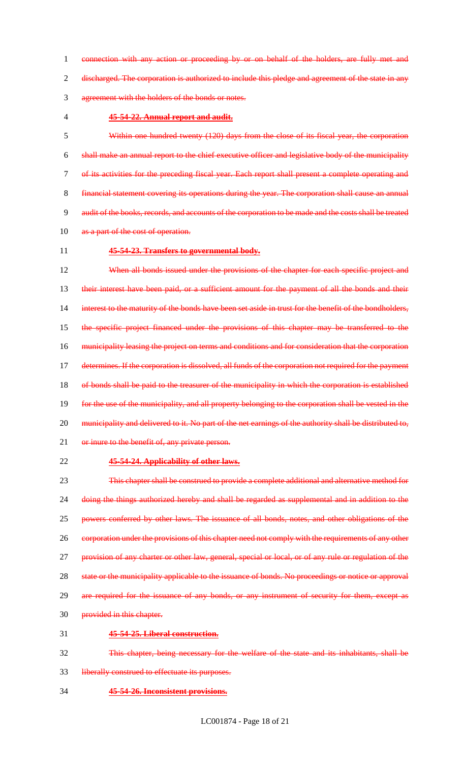connection with any action or proceeding by or on behalf of the holders, are fully met and discharged. The corporation is authorized to include this pledge and agreement of the state in any agreement with the holders of the bonds or notes.

**45-54-22. Annual report and audit.**

Within one hundred twenty (120) days from the close of its fiscal year, the corporation shall make an annual report to the chief executive officer and legislative body of the municipality of its activities for the preceding fiscal year. Each report shall present a complete operating and financial statement covering its operations during the year. The corporation shall cause an annual audit of the books, records, and accounts of the corporation to be made and the costs shall be treated as a part of the cost of operation.

**45-54-23. Transfers to governmental body.**

When all bonds issued under the provisions of the chapter for each specific project and their interest have been paid, or a sufficient amount for the payment of all the bonds and their interest to the maturity of the bonds have been set aside in trust for the benefit of the bondholders, the specific project financed under the provisions of this chapter may be transferred to the municipality leasing the project on terms and conditions and for consideration that the corporation determines. If the corporation is dissolved, all funds of the corporation not required for the payment of bonds shall be paid to the treasurer of the municipality in which the corporation is established for the use of the municipality, and all property belonging to the corporation shall be vested in the municipality and delivered to it. No part of the net earnings of the authority shall be distributed to, or inure to the benefit of, any private person.

**45-54-24. Applicability of other laws.**

This chapter shall be construed to provide a complete additional and alternative method for doing the things authorized hereby and shall be regarded as supplemental and in addition to the powers conferred by other laws. The issuance of all bonds, notes, and other obligations of the corporation under the provisions of this chapter need not comply with the requirements of any other provision of any charter or other law, general, special or local, or of any rule or regulation of the state or the municipality applicable to the issuance of bonds. No proceedings or notice or approval are required for the issuance of any bonds, or any instrument of security for them, except as provided in this chapter.

**45-54-25. Liberal construction.**

This chapter, being necessary for the welfare of the state and its inhabitants, shall be liberally construed to effectuate its purposes.

**45-54-26. Inconsistent provisions.**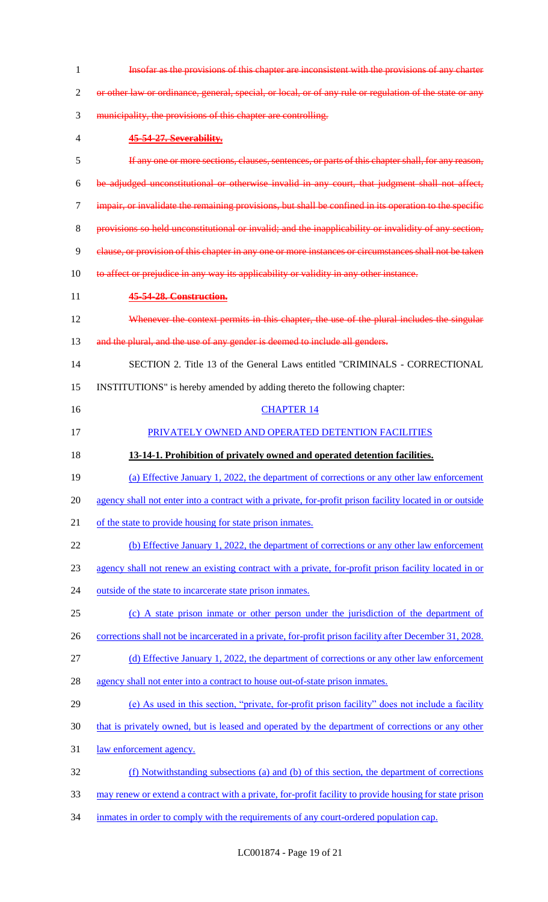~~Insofar as the provisions of this chapter are inconsistent with the provisions of any charter or other law or ordinance, general, special, or local, or of any rule or regulation of the state or any municipality, the provisions of this chapter are controlling.~~

~~**45-54-27. Severability.**~~

~~If any one or more sections, clauses, sentences, or parts of this chapter shall, for any reason, be adjudged unconstitutional or otherwise invalid in any court, that judgment shall not affect, impair, or invalidate the remaining provisions, but shall be confined in its operation to the specific provisions so held unconstitutional or invalid; and the inapplicability or invalidity of any section, clause, or provision of this chapter in any one or more instances or circumstances shall not be taken to affect or prejudice in any way its applicability or validity in any other instance.~~

~~**45-54-28. Construction.**~~

~~Whenever the context permits in this chapter, the use of the plural includes the singular and the plural, and the use of any gender is deemed to include all genders.~~

SECTION 2. Title 13 of the General Laws entitled "CRIMINALS - CORRECTIONAL INSTITUTIONS" is hereby amended by adding thereto the following chapter:

CHAPTER 14

PRIVATELY OWNED AND OPERATED DETENTION FACILITIES

**13-14-1. Prohibition of privately owned and operated detention facilities.**

(a) Effective January 1, 2022, the department of corrections or any other law enforcement agency shall not enter into a contract with a private, for-profit prison facility located in or outside of the state to provide housing for state prison inmates.

(b) Effective January 1, 2022, the department of corrections or any other law enforcement agency shall not renew an existing contract with a private, for-profit prison facility located in or outside of the state to incarcerate state prison inmates.

(c) A state prison inmate or other person under the jurisdiction of the department of corrections shall not be incarcerated in a private, for-profit prison facility after December 31, 2028.

(d) Effective January 1, 2022, the department of corrections or any other law enforcement agency shall not enter into a contract to house out-of-state prison inmates.

(e) As used in this section, "private, for-profit prison facility" does not include a facility that is privately owned, but is leased and operated by the department of corrections or any other law enforcement agency.

(f) Notwithstanding subsections (a) and (b) of this section, the department of corrections may renew or extend a contract with a private, for-profit facility to provide housing for state prison inmates in order to comply with the requirements of any court-ordered population cap.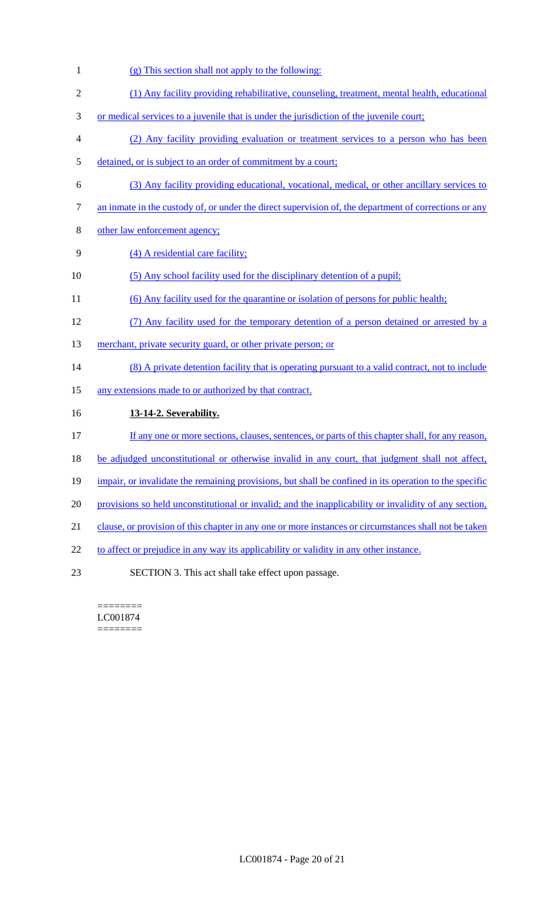(g) This section shall not apply to the following:

(1) Any facility providing rehabilitative, counseling, treatment, mental health, educational or medical services to a juvenile that is under the jurisdiction of the juvenile court;

(2) Any facility providing evaluation or treatment services to a person who has been detained, or is subject to an order of commitment by a court;

(3) Any facility providing educational, vocational, medical, or other ancillary services to an inmate in the custody of, or under the direct supervision of, the department of corrections or any other law enforcement agency;

(4) A residential care facility;

(5) Any school facility used for the disciplinary detention of a pupil;

(6) Any facility used for the quarantine or isolation of persons for public health;

(7) Any facility used for the temporary detention of a person detained or arrested by a merchant, private security guard, or other private person; or

(8) A private detention facility that is operating pursuant to a valid contract, not to include any extensions made to or authorized by that contract.

**13-14-2. Severability.**

If any one or more sections, clauses, sentences, or parts of this chapter shall, for any reason, be adjudged unconstitutional or otherwise invalid in any court, that judgment shall not affect, impair, or invalidate the remaining provisions, but shall be confined in its operation to the specific provisions so held unconstitutional or invalid; and the inapplicability or invalidity of any section, clause, or provision of this chapter in any one or more instances or circumstances shall not be taken to affect or prejudice in any way its applicability or validity in any other instance.

SECTION 3. This act shall take effect upon passage.

========
LC001874
========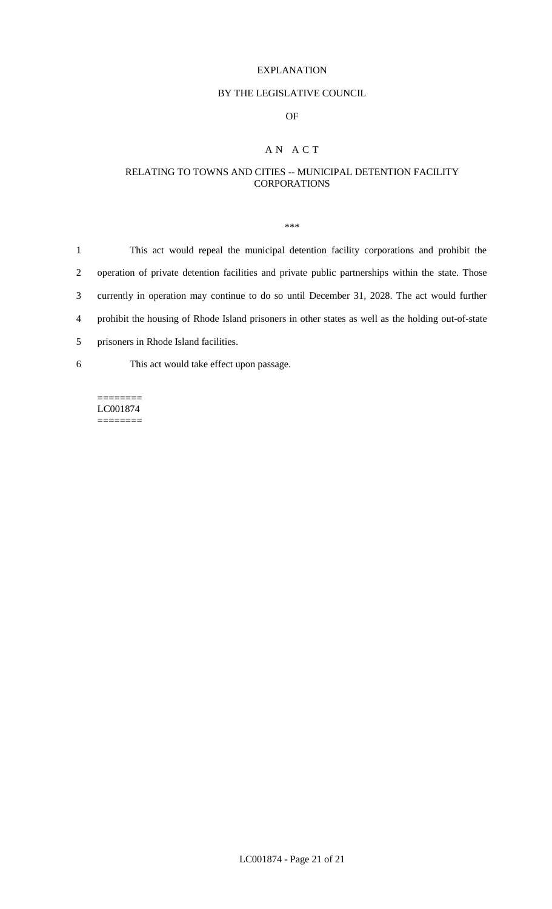EXPLANATION

BY THE LEGISLATIVE COUNCIL

OF

A N A C T

RELATING TO TOWNS AND CITIES -- MUNICIPAL DETENTION FACILITY CORPORATIONS

\*\*\*

This act would repeal the municipal detention facility corporations and prohibit the operation of private detention facilities and private public partnerships within the state. Those currently in operation may continue to do so until December 31, 2028. The act would further prohibit the housing of Rhode Island prisoners in other states as well as the holding out-of-state prisoners in Rhode Island facilities.

This act would take effect upon passage.

========
LC001874
========